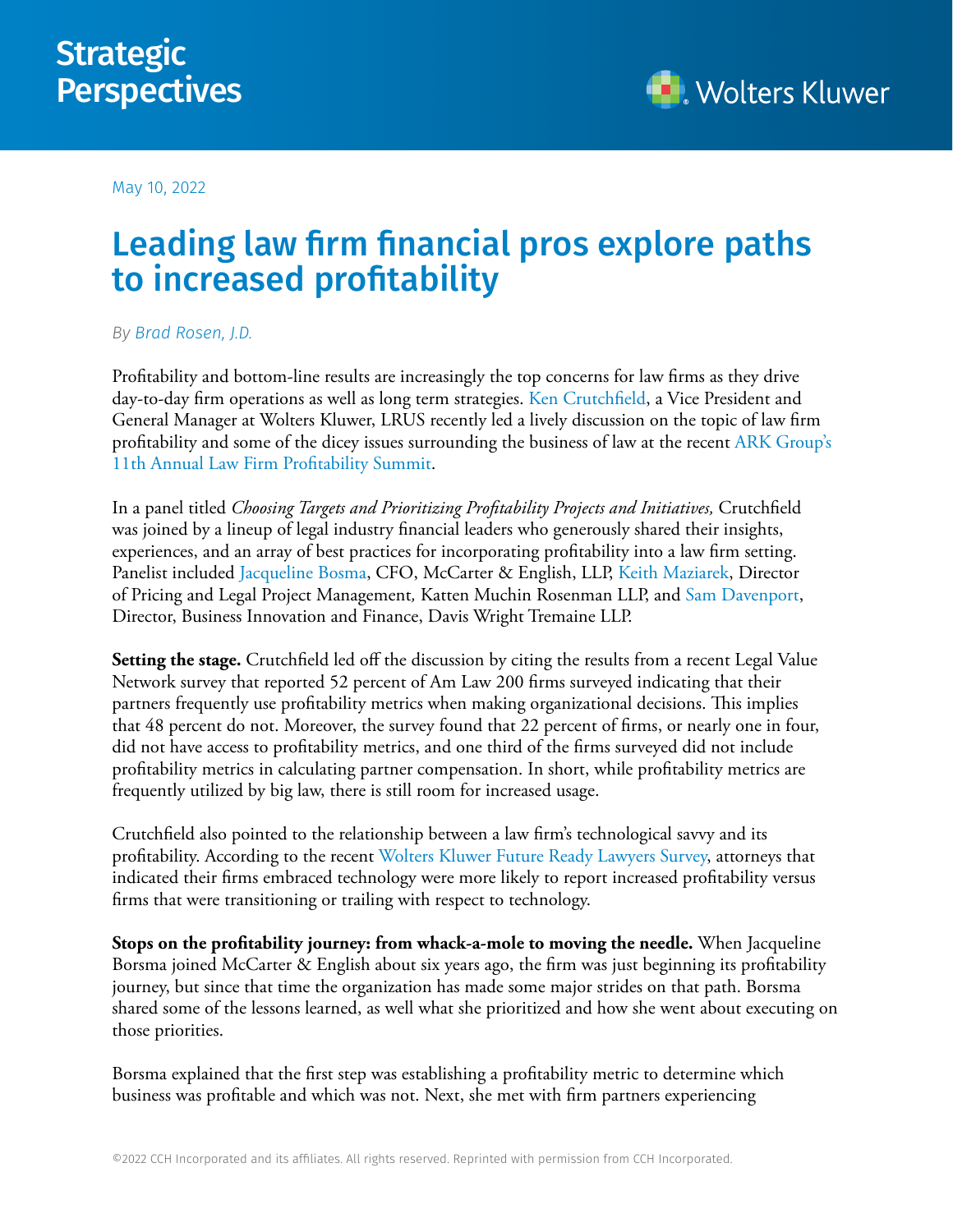Strategic Perspectives

May 10, 2022

# Leading law firm financial pros explore paths to increased profitability

*By Brad Rosen, J.D.*

Profitability and bottom-line results are increasingly the top concerns for law firms as they drive day-to-day firm operations as well as long term strategies. Ken Crutchfield, a Vice President and General Manager at Wolters Kluwer, LRUS recently led a lively discussion on the topic of law firm profitability and some of the dicey issues surrounding the business of law at the recent ARK Group's 11th Annual Law Firm Profitability Summit.

In a panel titled *Choosing Targets and Prioritizing Profitability Projects and Initiatives,* Crutchfield was joined by a lineup of legal industry financial leaders who generously shared their insights, experiences, and an array of best practices for incorporating profitability into a law firm setting. Panelist included Jacqueline Bosma, CFO, McCarter & English, LLP, Keith Maziarek, Director of Pricing and Legal Project Management*,* Katten Muchin Rosenman LLP, and Sam Davenport, Director, Business Innovation and Finance, Davis Wright Tremaine LLP.

**Setting the stage.** Crutchfield led off the discussion by citing the results from a recent Legal Value Network survey that reported 52 percent of Am Law 200 firms surveyed indicating that their partners frequently use profitability metrics when making organizational decisions. This implies that 48 percent do not. Moreover, the survey found that 22 percent of firms, or nearly one in four, did not have access to profitability metrics, and one third of the firms surveyed did not include profitability metrics in calculating partner compensation. In short, while profitability metrics are frequently utilized by big law, there is still room for increased usage.

Crutchfield also pointed to the relationship between a law firm's technological savvy and its profitability. According to the recent Wolters Kluwer Future Ready Lawyers Survey, attorneys that indicated their firms embraced technology were more likely to report increased profitability versus firms that were transitioning or trailing with respect to technology.

**Stops on the profitability journey: from whack-a-mole to moving the needle.** When Jacqueline Borsma joined McCarter & English about six years ago, the firm was just beginning its profitability journey, but since that time the organization has made some major strides on that path. Borsma shared some of the lessons learned, as well what she prioritized and how she went about executing on those priorities.

Borsma explained that the first step was establishing a profitability metric to determine which business was profitable and which was not. Next, she met with firm partners experiencing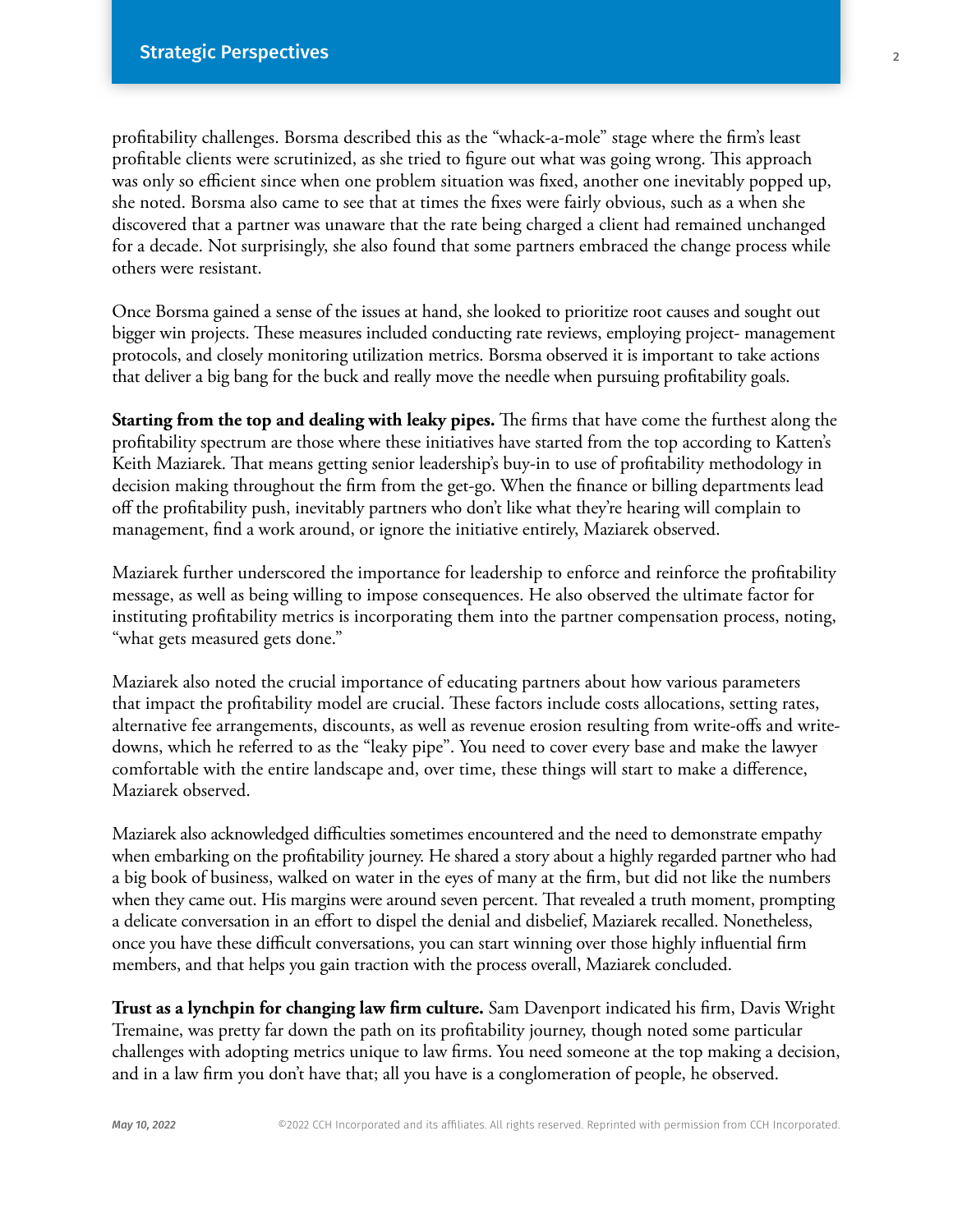profitability challenges. Borsma described this as the "whack-a-mole" stage where the firm's least profitable clients were scrutinized, as she tried to figure out what was going wrong. This approach was only so efficient since when one problem situation was fixed, another one inevitably popped up, she noted. Borsma also came to see that at times the fixes were fairly obvious, such as a when she discovered that a partner was unaware that the rate being charged a client had remained unchanged for a decade. Not surprisingly, she also found that some partners embraced the change process while others were resistant.

Once Borsma gained a sense of the issues at hand, she looked to prioritize root causes and sought out bigger win projects. These measures included conducting rate reviews, employing project- management protocols, and closely monitoring utilization metrics. Borsma observed it is important to take actions that deliver a big bang for the buck and really move the needle when pursuing profitability goals.

**Starting from the top and dealing with leaky pipes.** The firms that have come the furthest along the profitability spectrum are those where these initiatives have started from the top according to Katten's Keith Maziarek. That means getting senior leadership's buy-in to use of profitability methodology in decision making throughout the firm from the get-go. When the finance or billing departments lead off the profitability push, inevitably partners who don't like what they're hearing will complain to management, find a work around, or ignore the initiative entirely, Maziarek observed.

Maziarek further underscored the importance for leadership to enforce and reinforce the profitability message, as well as being willing to impose consequences. He also observed the ultimate factor for instituting profitability metrics is incorporating them into the partner compensation process, noting, "what gets measured gets done."

Maziarek also noted the crucial importance of educating partners about how various parameters that impact the profitability model are crucial. These factors include costs allocations, setting rates, alternative fee arrangements, discounts, as well as revenue erosion resulting from write-offs and write-downs, which he referred to as the "leaky pipe". You need to cover every base and make the lawyer comfortable with the entire landscape and, over time, these things will start to make a difference, Maziarek observed.

Maziarek also acknowledged difficulties sometimes encountered and the need to demonstrate empathy when embarking on the profitability journey. He shared a story about a highly regarded partner who had a big book of business, walked on water in the eyes of many at the firm, but did not like the numbers when they came out. His margins were around seven percent. That revealed a truth moment, prompting a delicate conversation in an effort to dispel the denial and disbelief, Maziarek recalled. Nonetheless, once you have these difficult conversations, you can start winning over those highly influential firm members, and that helps you gain traction with the process overall, Maziarek concluded.

**Trust as a lynchpin for changing law firm culture.** Sam Davenport indicated his firm, Davis Wright Tremaine, was pretty far down the path on its profitability journey, though noted some particular challenges with adopting metrics unique to law firms. You need someone at the top making a decision, and in a law firm you don't have that; all you have is a conglomeration of people, he observed.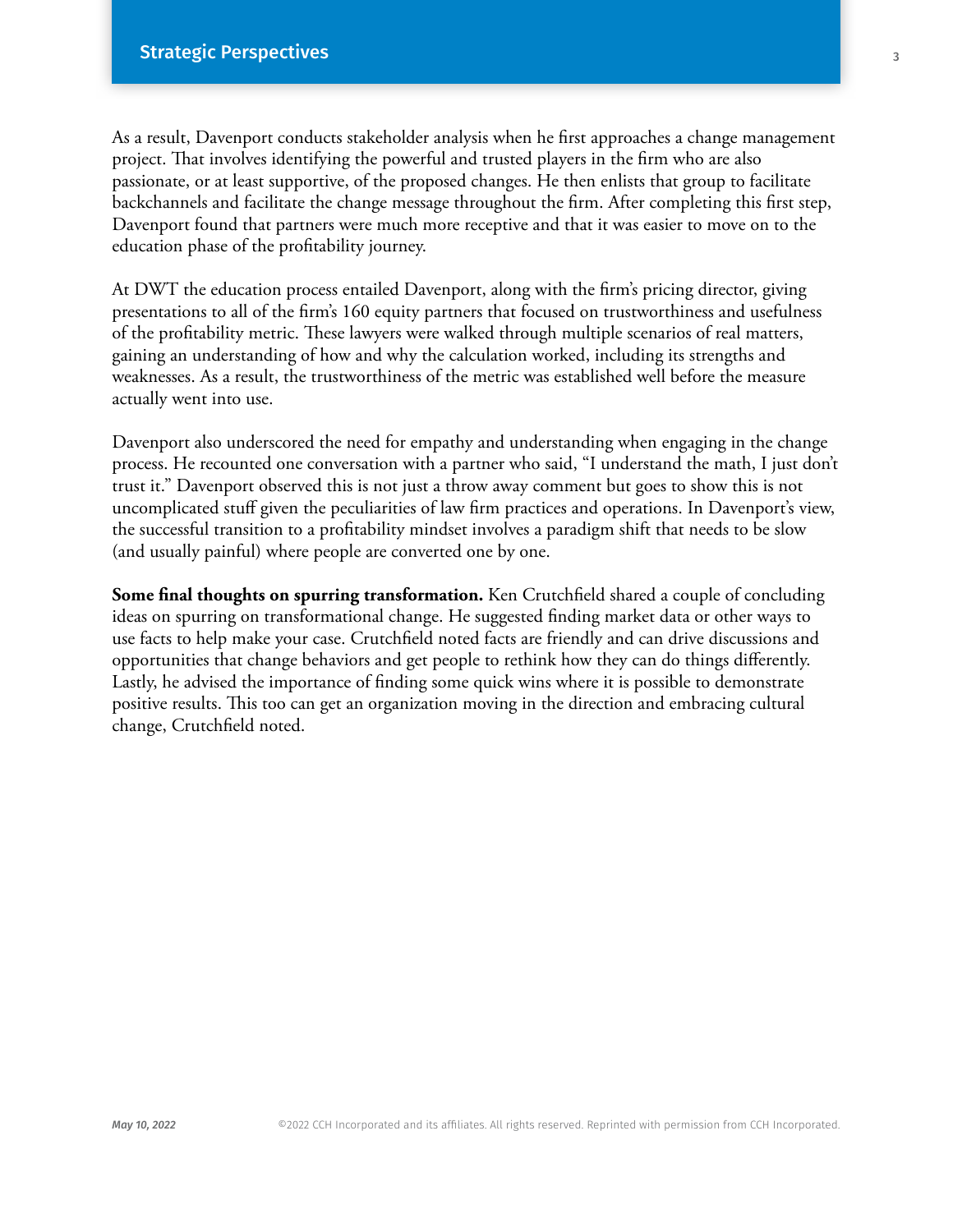As a result, Davenport conducts stakeholder analysis when he first approaches a change management project. That involves identifying the powerful and trusted players in the firm who are also passionate, or at least supportive, of the proposed changes. He then enlists that group to facilitate backchannels and facilitate the change message throughout the firm. After completing this first step, Davenport found that partners were much more receptive and that it was easier to move on to the education phase of the profitability journey.

At DWT the education process entailed Davenport, along with the firm's pricing director, giving presentations to all of the firm's 160 equity partners that focused on trustworthiness and usefulness of the profitability metric. These lawyers were walked through multiple scenarios of real matters, gaining an understanding of how and why the calculation worked, including its strengths and weaknesses. As a result, the trustworthiness of the metric was established well before the measure actually went into use.

Davenport also underscored the need for empathy and understanding when engaging in the change process. He recounted one conversation with a partner who said, "I understand the math, I just don't trust it." Davenport observed this is not just a throw away comment but goes to show this is not uncomplicated stuff given the peculiarities of law firm practices and operations. In Davenport's view, the successful transition to a profitability mindset involves a paradigm shift that needs to be slow (and usually painful) where people are converted one by one.

**Some final thoughts on spurring transformation.** Ken Crutchfield shared a couple of concluding ideas on spurring on transformational change. He suggested finding market data or other ways to use facts to help make your case. Crutchfield noted facts are friendly and can drive discussions and opportunities that change behaviors and get people to rethink how they can do things differently. Lastly, he advised the importance of finding some quick wins where it is possible to demonstrate positive results. This too can get an organization moving in the direction and embracing cultural change, Crutchfield noted.